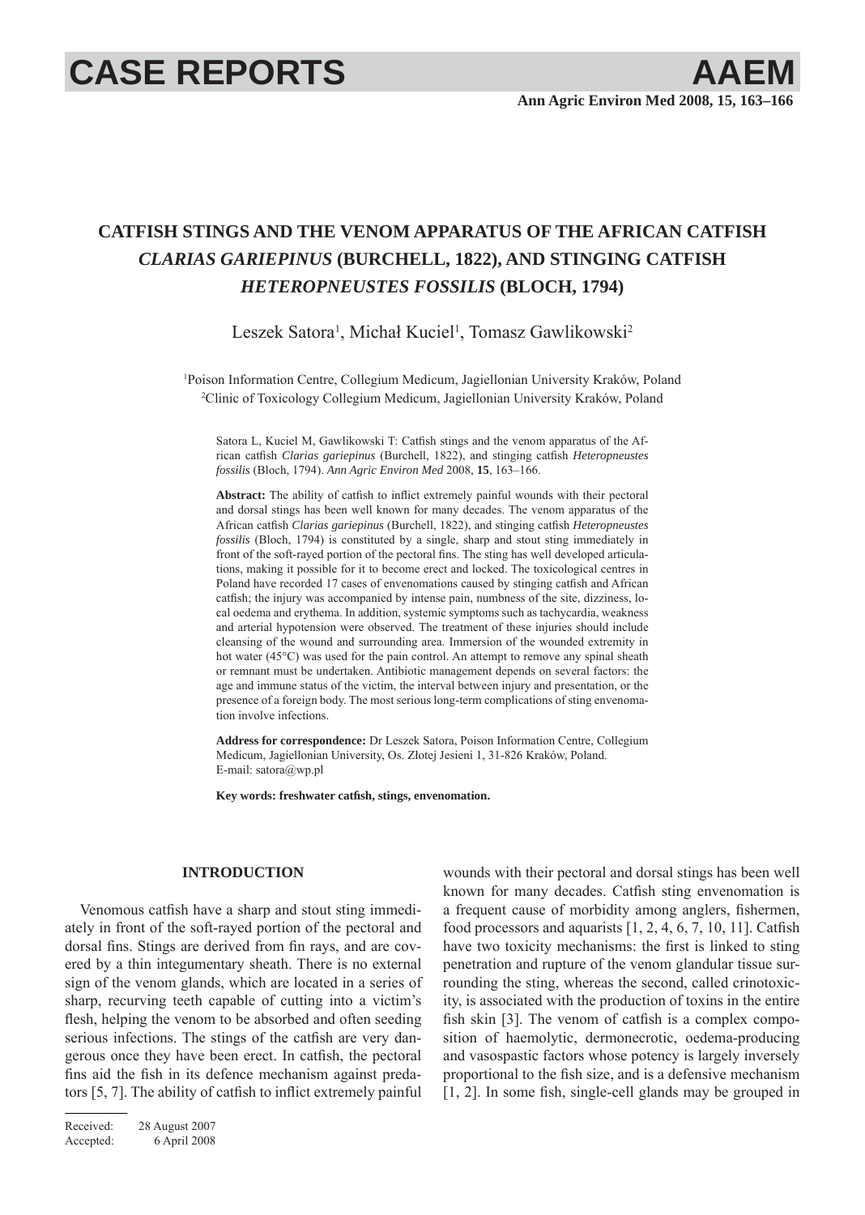# CATFISH STINGS AND THE VENOM APPARATUS OF THE AFRICAN CATFISH *CLARIAS GARIEPINUS* (BURCHELL, 1822), AND STINGING CATFISH *HETEROPNEUSTES FOSSILIS* (BLOCH, 1794)

Leszek Satora[1], Michał Kuciel[1], Tomasz Gawlikowski[2]

[1]Poison Information Centre, Collegium Medicum, Jagiellonian University Kraków, Poland
[2]Clinic of Toxicology Collegium Medicum, Jagiellonian University Kraków, Poland

Satora L, Kuciel M, Gawlikowski T: Catfish stings and the venom apparatus of the African catfish *Clarias gariepinus* (Burchell, 1822), and stinging catfish *Heteropneustes fossilis* (Bloch, 1794). *Ann Agric Environ Med* 2008, **15**, 163–166.

**Abstract:** The ability of catfish to inflict extremely painful wounds with their pectoral and dorsal stings has been well known for many decades. The venom apparatus of the African catfish *Clarias gariepinus* (Burchell, 1822), and stinging catfish *Heteropneustes fossilis* (Bloch, 1794) is constituted by a single, sharp and stout sting immediately in front of the soft-rayed portion of the pectoral fins. The sting has well developed articulations, making it possible for it to become erect and locked. The toxicological centres in Poland have recorded 17 cases of envenomations caused by stinging catfish and African catfish; the injury was accompanied by intense pain, numbness of the site, dizziness, local oedema and erythema. In addition, systemic symptoms such as tachycardia, weakness and arterial hypotension were observed. The treatment of these injuries should include cleansing of the wound and surrounding area. Immersion of the wounded extremity in hot water (45°C) was used for the pain control. An attempt to remove any spinal sheath or remnant must be undertaken. Antibiotic management depends on several factors: the age and immune status of the victim, the interval between injury and presentation, or the presence of a foreign body. The most serious long-term complications of sting envenomation involve infections.

**Address for correspondence:** Dr Leszek Satora, Poison Information Centre, Collegium Medicum, Jagiellonian University, Os. Złotej Jesieni 1, 31-826 Kraków, Poland. E-mail: satora@wp.pl

**Key words: freshwater catfish, stings, envenomation.**

## INTRODUCTION

Venomous catfish have a sharp and stout sting immediately in front of the soft-rayed portion of the pectoral and dorsal fins. Stings are derived from fin rays, and are covered by a thin integumentary sheath. There is no external sign of the venom glands, which are located in a series of sharp, recurving teeth capable of cutting into a victim's flesh, helping the venom to be absorbed and often seeding serious infections. The stings of the catfish are very dangerous once they have been erect. In catfish, the pectoral fins aid the fish in its defence mechanism against predators [5, 7]. The ability of catfish to inflict extremely painful wounds with their pectoral and dorsal stings has been well known for many decades. Catfish sting envenomation is a frequent cause of morbidity among anglers, fishermen, food processors and aquarists [1, 2, 4, 6, 7, 10, 11]. Catfish have two toxicity mechanisms: the first is linked to sting penetration and rupture of the venom glandular tissue surrounding the sting, whereas the second, called crinotoxicity, is associated with the production of toxins in the entire fish skin [3]. The venom of catfish is a complex composition of haemolytic, dermonecrotic, oedema-producing and vasospastic factors whose potency is largely inversely proportional to the fish size, and is a defensive mechanism [1, 2]. In some fish, single-cell glands may be grouped in

Received: 28 August 2007
Accepted: 6 April 2008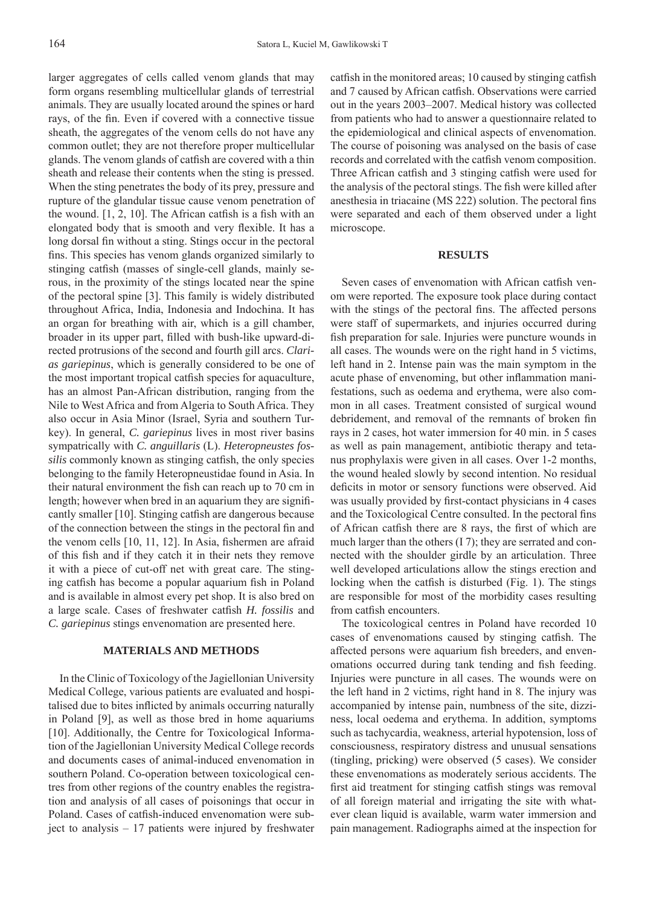larger aggregates of cells called venom glands that may form organs resembling multicellular glands of terrestrial animals. They are usually located around the spines or hard rays, of the fin. Even if covered with a connective tissue sheath, the aggregates of the venom cells do not have any common outlet; they are not therefore proper multicellular glands. The venom glands of catfish are covered with a thin sheath and release their contents when the sting is pressed. When the sting penetrates the body of its prey, pressure and rupture of the glandular tissue cause venom penetration of the wound. [1, 2, 10]. The African catfish is a fish with an elongated body that is smooth and very flexible. It has a long dorsal fin without a sting. Stings occur in the pectoral fins. This species has venom glands organized similarly to stinging catfish (masses of single-cell glands, mainly serous, in the proximity of the stings located near the spine of the pectoral spine [3]. This family is widely distributed throughout Africa, India, Indonesia and Indochina. It has an organ for breathing with air, which is a gill chamber, broader in its upper part, filled with bush-like upward-directed protrusions of the second and fourth gill arcs. *Clarias gariepinus*, which is generally considered to be one of the most important tropical catfish species for aquaculture, has an almost Pan-African distribution, ranging from the Nile to West Africa and from Algeria to South Africa. They also occur in Asia Minor (Israel, Syria and southern Turkey). In general, *C. gariepinus* lives in most river basins sympatrically with *C. anguillaris* (L). *Heteropneustes fossilis* commonly known as stinging catfish, the only species belonging to the family Heteropneustidae found in Asia. In their natural environment the fish can reach up to 70 cm in length; however when bred in an aquarium they are significantly smaller [10]. Stinging catfish are dangerous because of the connection between the stings in the pectoral fin and the venom cells [10, 11, 12]. In Asia, fishermen are afraid of this fish and if they catch it in their nets they remove it with a piece of cut-off net with great care. The stinging catfish has become a popular aquarium fish in Poland and is available in almost every pet shop. It is also bred on a large scale. Cases of freshwater catfish *H. fossilis* and *C. gariepinus* stings envenomation are presented here.

## MATERIALS AND METHODS

In the Clinic of Toxicology of the Jagiellonian University Medical College, various patients are evaluated and hospitalised due to bites inflicted by animals occurring naturally in Poland [9], as well as those bred in home aquariums [10]. Additionally, the Centre for Toxicological Information of the Jagiellonian University Medical College records and documents cases of animal-induced envenomation in southern Poland. Co-operation between toxicological centres from other regions of the country enables the registration and analysis of all cases of poisonings that occur in Poland. Cases of catfish-induced envenomation were subject to analysis – 17 patients were injured by freshwater catfish in the monitored areas; 10 caused by stinging catfish and 7 caused by African catfish. Observations were carried out in the years 2003–2007. Medical history was collected from patients who had to answer a questionnaire related to the epidemiological and clinical aspects of envenomation. The course of poisoning was analysed on the basis of case records and correlated with the catfish venom composition. Three African catfish and 3 stinging catfish were used for the analysis of the pectoral stings. The fish were killed after anesthesia in triacaine (MS 222) solution. The pectoral fins were separated and each of them observed under a light microscope.

## RESULTS

Seven cases of envenomation with African catfish venom were reported. The exposure took place during contact with the stings of the pectoral fins. The affected persons were staff of supermarkets, and injuries occurred during fish preparation for sale. Injuries were puncture wounds in all cases. The wounds were on the right hand in 5 victims, left hand in 2. Intense pain was the main symptom in the acute phase of envenoming, but other inflammation manifestations, such as oedema and erythema, were also common in all cases. Treatment consisted of surgical wound debridement, and removal of the remnants of broken fin rays in 2 cases, hot water immersion for 40 min. in 5 cases as well as pain management, antibiotic therapy and tetanus prophylaxis were given in all cases. Over 1-2 months, the wound healed slowly by second intention. No residual deficits in motor or sensory functions were observed. Aid was usually provided by first-contact physicians in 4 cases and the Toxicological Centre consulted. In the pectoral fins of African catfish there are 8 rays, the first of which are much larger than the others (I 7); they are serrated and connected with the shoulder girdle by an articulation. Three well developed articulations allow the stings erection and locking when the catfish is disturbed (Fig. 1). The stings are responsible for most of the morbidity cases resulting from catfish encounters.

The toxicological centres in Poland have recorded 10 cases of envenomations caused by stinging catfish. The affected persons were aquarium fish breeders, and envenomations occurred during tank tending and fish feeding. Injuries were puncture in all cases. The wounds were on the left hand in 2 victims, right hand in 8. The injury was accompanied by intense pain, numbness of the site, dizziness, local oedema and erythema. In addition, symptoms such as tachycardia, weakness, arterial hypotension, loss of consciousness, respiratory distress and unusual sensations (tingling, pricking) were observed (5 cases). We consider these envenomations as moderately serious accidents. The first aid treatment for stinging catfish stings was removal of all foreign material and irrigating the site with whatever clean liquid is available, warm water immersion and pain management. Radiographs aimed at the inspection for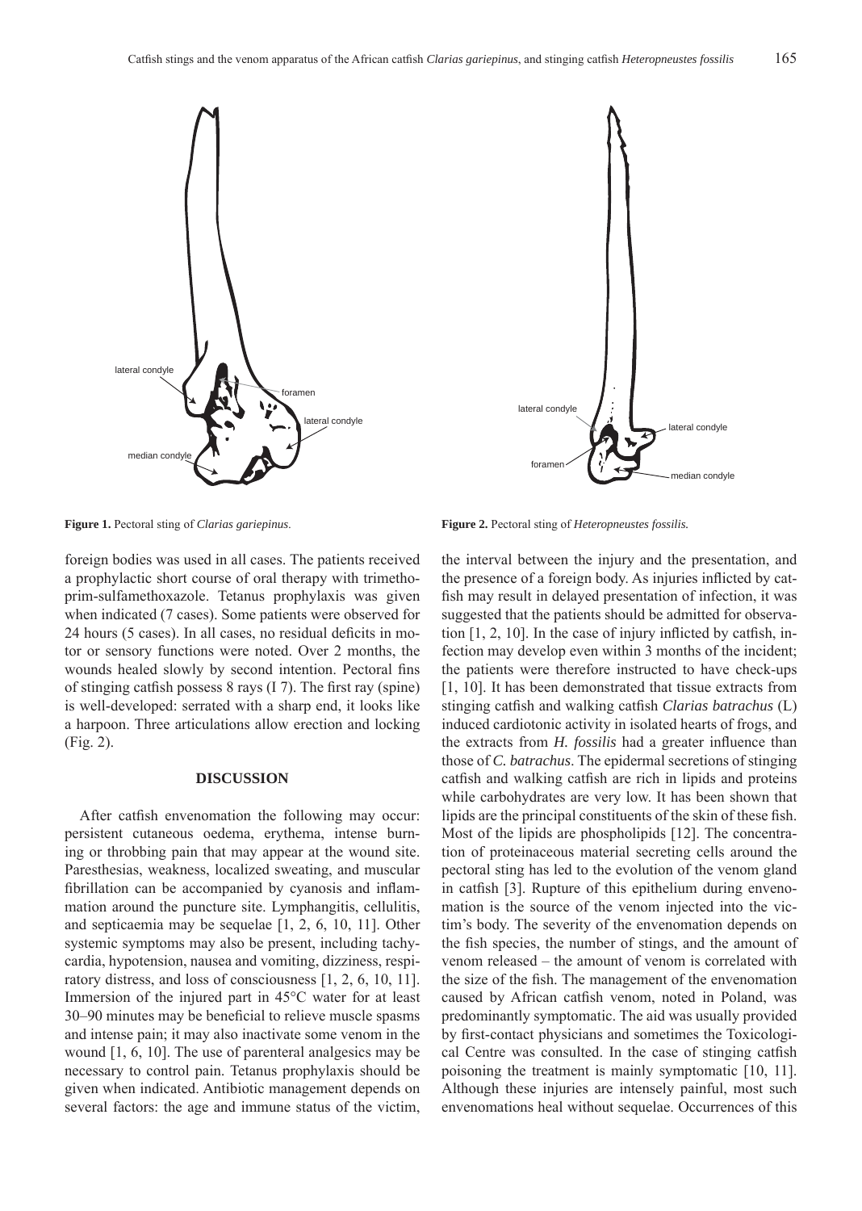Figure 1. Pectoral sting of *Clarias gariepinus*.

Figure 2. Pectoral sting of *Heteropneustes fossilis.*

foreign bodies was used in all cases. The patients received a prophylactic short course of oral therapy with trimethoprim-sulfamethoxazole. Tetanus prophylaxis was given when indicated (7 cases). Some patients were observed for 24 hours (5 cases). In all cases, no residual deficits in motor or sensory functions were noted. Over 2 months, the wounds healed slowly by second intention. Pectoral fins of stinging catfish possess 8 rays (I 7). The first ray (spine) is well-developed: serrated with a sharp end, it looks like a harpoon. Three articulations allow erection and locking (Fig. 2).

## DISCUSSION

After catfish envenomation the following may occur: persistent cutaneous oedema, erythema, intense burning or throbbing pain that may appear at the wound site. Paresthesias, weakness, localized sweating, and muscular fibrillation can be accompanied by cyanosis and inflammation around the puncture site. Lymphangitis, cellulitis, and septicaemia may be sequelae [1, 2, 6, 10, 11]. Other systemic symptoms may also be present, including tachycardia, hypotension, nausea and vomiting, dizziness, respiratory distress, and loss of consciousness [1, 2, 6, 10, 11]. Immersion of the injured part in 45°C water for at least 30–90 minutes may be beneficial to relieve muscle spasms and intense pain; it may also inactivate some venom in the wound [1, 6, 10]. The use of parenteral analgesics may be necessary to control pain. Tetanus prophylaxis should be given when indicated. Antibiotic management depends on several factors: the age and immune status of the victim, the interval between the injury and the presentation, and the presence of a foreign body. As injuries inflicted by catfish may result in delayed presentation of infection, it was suggested that the patients should be admitted for observation [1, 2, 10]. In the case of injury inflicted by catfish, infection may develop even within 3 months of the incident; the patients were therefore instructed to have check-ups [1, 10]. It has been demonstrated that tissue extracts from stinging catfish and walking catfish *Clarias batrachus* (L) induced cardiotonic activity in isolated hearts of frogs, and the extracts from *H. fossilis* had a greater influence than those of *C. batrachus*. The epidermal secretions of stinging catfish and walking catfish are rich in lipids and proteins while carbohydrates are very low. It has been shown that lipids are the principal constituents of the skin of these fish. Most of the lipids are phospholipids [12]. The concentration of proteinaceous material secreting cells around the pectoral sting has led to the evolution of the venom gland in catfish [3]. Rupture of this epithelium during envenomation is the source of the venom injected into the victim's body. The severity of the envenomation depends on the fish species, the number of stings, and the amount of venom released – the amount of venom is correlated with the size of the fish. The management of the envenomation caused by African catfish venom, noted in Poland, was predominantly symptomatic. The aid was usually provided by first-contact physicians and sometimes the Toxicological Centre was consulted. In the case of stinging catfish poisoning the treatment is mainly symptomatic [10, 11]. Although these injuries are intensely painful, most such envenomations heal without sequelae. Occurrences of this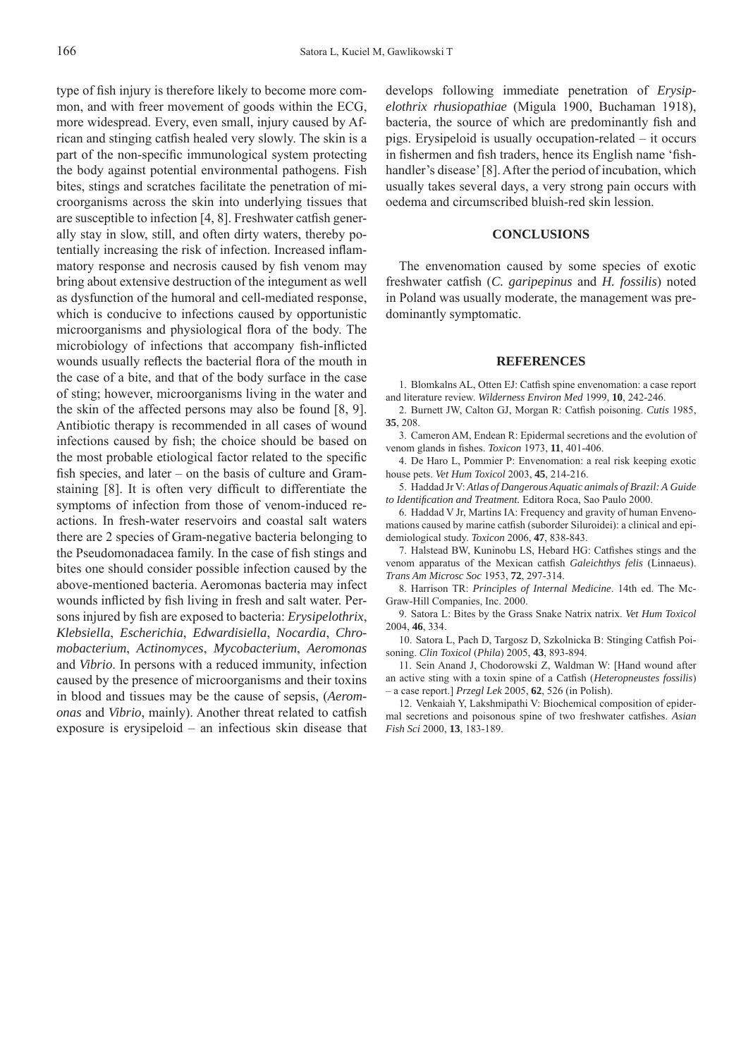type of fish injury is therefore likely to become more common, and with freer movement of goods within the ECG, more widespread. Every, even small, injury caused by African and stinging catfish healed very slowly. The skin is a part of the non-specific immunological system protecting the body against potential environmental pathogens. Fish bites, stings and scratches facilitate the penetration of microorganisms across the skin into underlying tissues that are susceptible to infection [4, 8]. Freshwater catfish generally stay in slow, still, and often dirty waters, thereby potentially increasing the risk of infection. Increased inflammatory response and necrosis caused by fish venom may bring about extensive destruction of the integument as well as dysfunction of the humoral and cell-mediated response, which is conducive to infections caused by opportunistic microorganisms and physiological flora of the body. The microbiology of infections that accompany fish-inflicted wounds usually reflects the bacterial flora of the mouth in the case of a bite, and that of the body surface in the case of sting; however, microorganisms living in the water and the skin of the affected persons may also be found [8, 9]. Antibiotic therapy is recommended in all cases of wound infections caused by fish; the choice should be based on the most probable etiological factor related to the specific fish species, and later – on the basis of culture and Gram-staining [8]. It is often very difficult to differentiate the symptoms of infection from those of venom-induced reactions. In fresh-water reservoirs and coastal salt waters there are 2 species of Gram-negative bacteria belonging to the Pseudomonadacea family. In the case of fish stings and bites one should consider possible infection caused by the above-mentioned bacteria. Aeromonas bacteria may infect wounds inflicted by fish living in fresh and salt water. Persons injured by fish are exposed to bacteria: *Erysipelothrix*, *Klebsiella*, *Escherichia*, *Edwardisiella*, *Nocardia*, *Chromobacterium*, *Actinomyces*, *Mycobacterium*, *Aeromonas* and *Vibrio*. In persons with a reduced immunity, infection caused by the presence of microorganisms and their toxins in blood and tissues may be the cause of sepsis, (*Aeromonas* and *Vibrio*, mainly). Another threat related to catfish exposure is erysipeloid – an infectious skin disease that develops following immediate penetration of *Erysipelothrix rhusiopathiae* (Migula 1900, Buchaman 1918), bacteria, the source of which are predominantly fish and pigs. Erysipeloid is usually occupation-related – it occurs in fishermen and fish traders, hence its English name 'fish-handler's disease' [8]. After the period of incubation, which usually takes several days, a very strong pain occurs with oedema and circumscribed bluish-red skin lession.

## CONCLUSIONS

The envenomation caused by some species of exotic freshwater catfish (*C. garipepinus* and *H. fossilis*) noted in Poland was usually moderate, the management was predominantly symptomatic.

## REFERENCES

1. Blomkalns AL, Otten EJ: Catfish spine envenomation: a case report and literature review. *Wilderness Environ Med* 1999, **10**, 242-246.
2. Burnett JW, Calton GJ, Morgan R: Catfish poisoning. *Cutis* 1985, **35**, 208.
3. Cameron AM, Endean R: Epidermal secretions and the evolution of venom glands in fishes. *Toxicon* 1973, **11**, 401-406.
4. De Haro L, Pommier P: Envenomation: a real risk keeping exotic house pets. *Vet Hum Toxicol* 2003, **45**, 214-216.
5. Haddad Jr V: *Atlas of Dangerous Aquatic animals of Brazil: A Guide to Identification and Treatment.* Editora Roca, Sao Paulo 2000.
6. Haddad V Jr, Martins IA: Frequency and gravity of human Envenomations caused by marine catfish (suborder Siluroidei): a clinical and epidemiological study. *Toxicon* 2006, **47**, 838-843.
7. Halstead BW, Kuninobu LS, Hebard HG: Catfishes stings and the venom apparatus of the Mexican catfish *Galeichthys felis* (Linnaeus). *Trans Am Microsc Soc* 1953, **72**, 297-314.
8. Harrison TR: *Principles of Internal Medicine*. 14th ed. The McGraw-Hill Companies, Inc. 2000.
9. Satora L: Bites by the Grass Snake Natrix natrix. *Vet Hum Toxicol* 2004, **46**, 334.
10. Satora L, Pach D, Targosz D, Szkolnicka B: Stinging Catfish Poisoning. *Clin Toxicol* (*Phila*) 2005, **43**, 893-894.
11. Sein Anand J, Chodorowski Z, Waldman W: [Hand wound after an active sting with a toxin spine of a Catfish (*Heteropneustes fossilis*) – a case report.] *Przegl Lek* 2005, **62**, 526 (in Polish).
12. Venkaiah Y, Lakshmipathi V: Biochemical composition of epidermal secretions and poisonous spine of two freshwater catfishes. *Asian Fish Sci* 2000, **13**, 183-189.